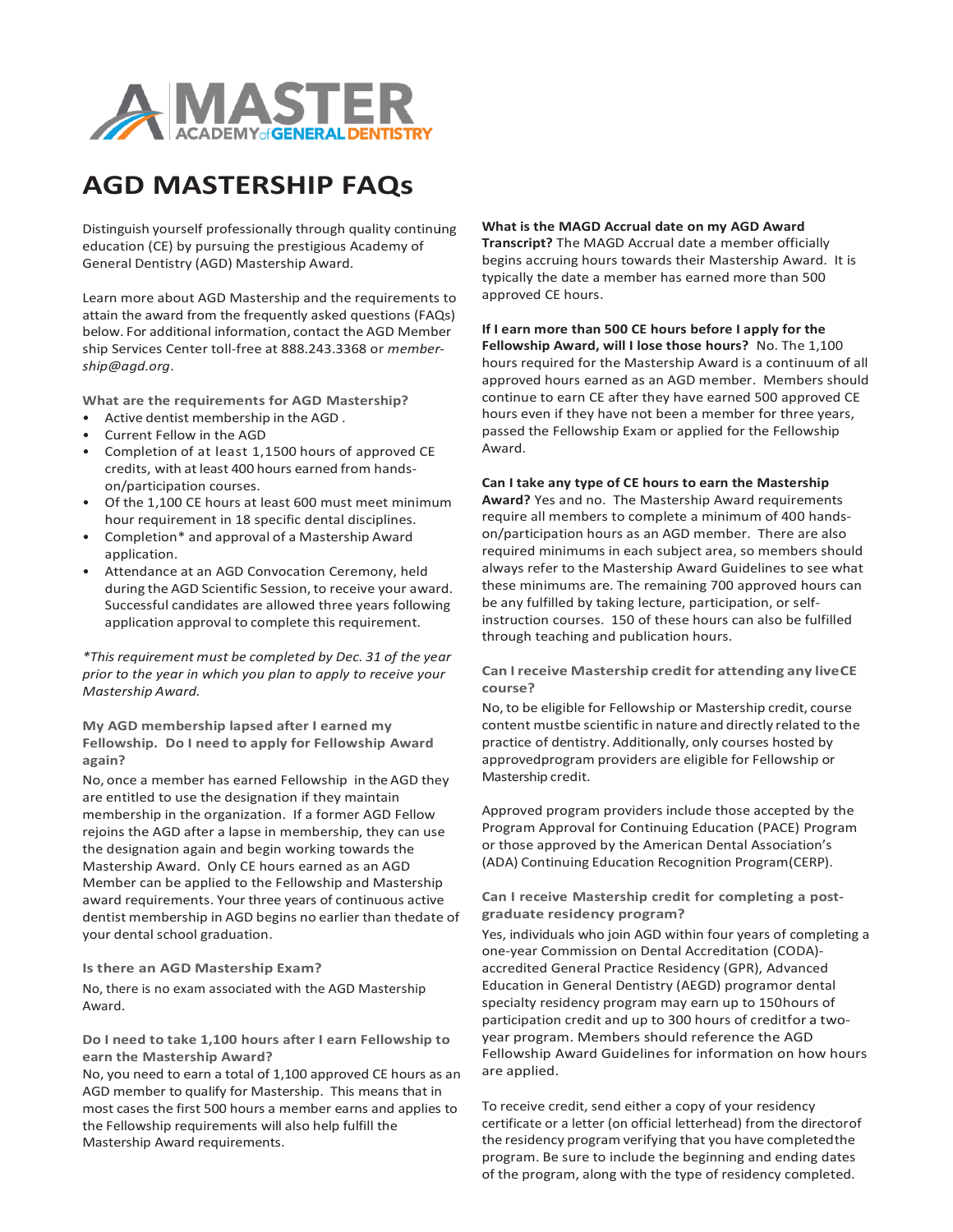# AGD MASTERSHIP FAQs

Distinguish yourself professionally through quality continuing education (CE) by pursuing the prestigious Academy of General Dentistry (AGD) Mastership Award.

Learn more about AGD Mastership and the requirements to attain the award from the frequently asked questions (FAQs) below. For additional information, contact the AGD Member ship Services Center toll-free at 888.243.3368 or *member-ship@agd.org*.

### What are the requirements for AGD Mastership?

- Active dentist membership in the AGD .
- Current Fellow in the AGD
- Completion of at least 1,1500 hours of approved CE credits, with at least 400 hours earned from hands-on/participation courses.
- Of the 1,100 CE hours at least 600 must meet minimum hour requirement in 18 specific dental disciplines.
- Completion* and approval of a Mastership Award application.
- Attendance at an AGD Convocation Ceremony, held during the AGD Scientific Session, to receive your award. Successful candidates are allowed three years following application approval to complete this requirement.

*\*This requirement must be completed by Dec. 31 of the year prior to the year in which you plan to apply to receive your Mastership Award.*

### My AGD membership lapsed after I earned my Fellowship. Do I need to apply for Fellowship Award again?

No, once a member has earned Fellowship in the AGD they are entitled to use the designation if they maintain membership in the organization. If a former AGD Fellow rejoins the AGD after a lapse in membership, they can use the designation again and begin working towards the Mastership Award. Only CE hours earned as an AGD Member can be applied to the Fellowship and Mastership award requirements. Your three years of continuous active dentist membership in AGD begins no earlier than thedate of your dental school graduation.

### Is there an AGD Mastership Exam?

No, there is no exam associated with the AGD Mastership Award.

### Do I need to take 1,100 hours after I earn Fellowship to earn the Mastership Award?

No, you need to earn a total of 1,100 approved CE hours as an AGD member to qualify for Mastership. This means that in most cases the first 500 hours a member earns and applies to the Fellowship requirements will also help fulfill the Mastership Award requirements.

**What is the MAGD Accrual date on my AGD Award Transcript?** The MAGD Accrual date a member officially begins accruing hours towards their Mastership Award. It is typically the date a member has earned more than 500 approved CE hours.

**If I earn more than 500 CE hours before I apply for the Fellowship Award, will I lose those hours?** No. The 1,100 hours required for the Mastership Award is a continuum of all approved hours earned as an AGD member. Members should continue to earn CE after they have earned 500 approved CE hours even if they have not been a member for three years, passed the Fellowship Exam or applied for the Fellowship Award.

**Can I take any type of CE hours to earn the Mastership Award?** Yes and no. The Mastership Award requirements require all members to complete a minimum of 400 hands-on/participation hours as an AGD member. There are also required minimums in each subject area, so members should always refer to the Mastership Award Guidelines to see what these minimums are. The remaining 700 approved hours can be any fulfilled by taking lecture, participation, or self-instruction courses. 150 of these hours can also be fulfilled through teaching and publication hours.

### Can I receive Mastership credit for attending any liveCE course?

No, to be eligible for Fellowship or Mastership credit, course content mustbe scientific in nature and directly related to the practice of dentistry. Additionally, only courses hosted by approvedprogram providers are eligible for Fellowship or Mastership credit.

Approved program providers include those accepted by the Program Approval for Continuing Education (PACE) Program or those approved by the American Dental Association's (ADA) Continuing Education Recognition Program(CERP).

### Can I receive Mastership credit for completing a post-graduate residency program?

Yes, individuals who join AGD within four years of completing a one-year Commission on Dental Accreditation (CODA)-accredited General Practice Residency (GPR), Advanced Education in General Dentistry (AEGD) programor dental specialty residency program may earn up to 150hours of participation credit and up to 300 hours of creditfor a two-year program. Members should reference the AGD Fellowship Award Guidelines for information on how hours are applied.

To receive credit, send either a copy of your residency certificate or a letter (on official letterhead) from the directorof the residency program verifying that you have completedthe program. Be sure to include the beginning and ending dates of the program, along with the type of residency completed.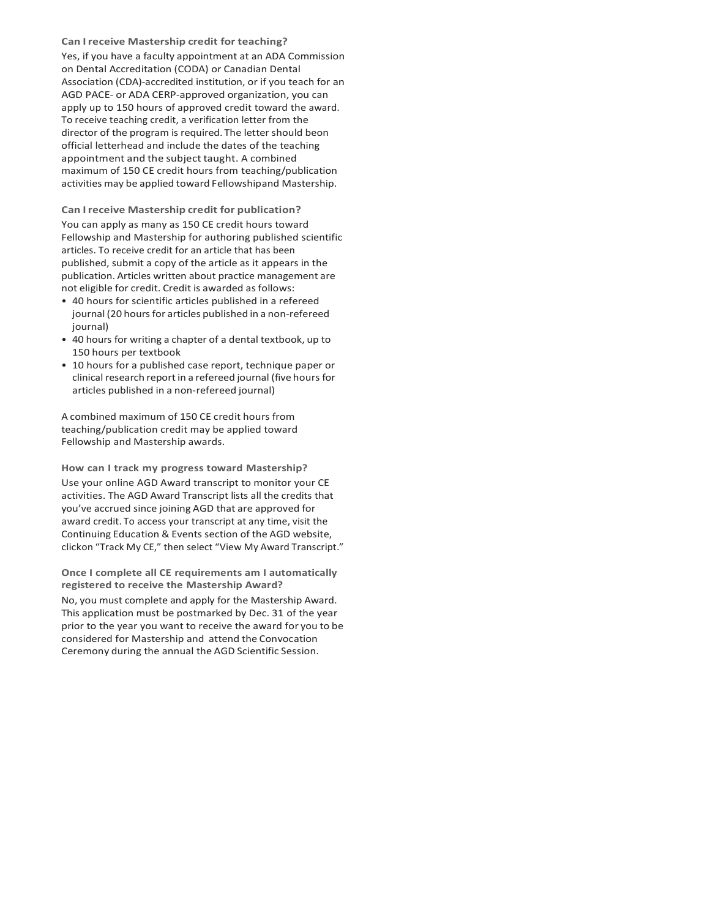### Can I receive Mastership credit for teaching?

Yes, if you have a faculty appointment at an ADA Commission on Dental Accreditation (CODA) or Canadian Dental Association (CDA)-accredited institution, or if you teach for an AGD PACE- or ADA CERP-approved organization, you can apply up to 150 hours of approved credit toward the award. To receive teaching credit, a verification letter from the director of the program is required. The letter should beon official letterhead and include the dates of the teaching appointment and the subject taught. A combined maximum of 150 CE credit hours from teaching/publication activities may be applied toward Fellowshipand Mastership.

### Can I receive Mastership credit for publication?

You can apply as many as 150 CE credit hours toward Fellowship and Mastership for authoring published scientific articles. To receive credit for an article that has been published, submit a copy of the article as it appears in the publication. Articles written about practice management are not eligible for credit. Credit is awarded as follows:

- 40 hours for scientific articles published in a refereed journal (20 hours for articles published in a non-refereed journal)
- 40 hours for writing a chapter of a dental textbook, up to 150 hours per textbook
- 10 hours for a published case report, technique paper or clinical research report in a refereed journal (five hours for articles published in a non-refereed journal)

A combined maximum of 150 CE credit hours from teaching/publication credit may be applied toward Fellowship and Mastership awards.

### How can I track my progress toward Mastership?

Use your online AGD Award transcript to monitor your CE activities. The AGD Award Transcript lists all the credits that you've accrued since joining AGD that are approved for award credit. To access your transcript at any time, visit the Continuing Education & Events section of the AGD website, clickon "Track My CE," then select "View My Award Transcript."

### Once I complete all CE requirements am I automatically registered to receive the Mastership Award?

No, you must complete and apply for the Mastership Award. This application must be postmarked by Dec. 31 of the year prior to the year you want to receive the award for you to be considered for Mastership and attend the Convocation Ceremony during the annual the AGD Scientific Session.